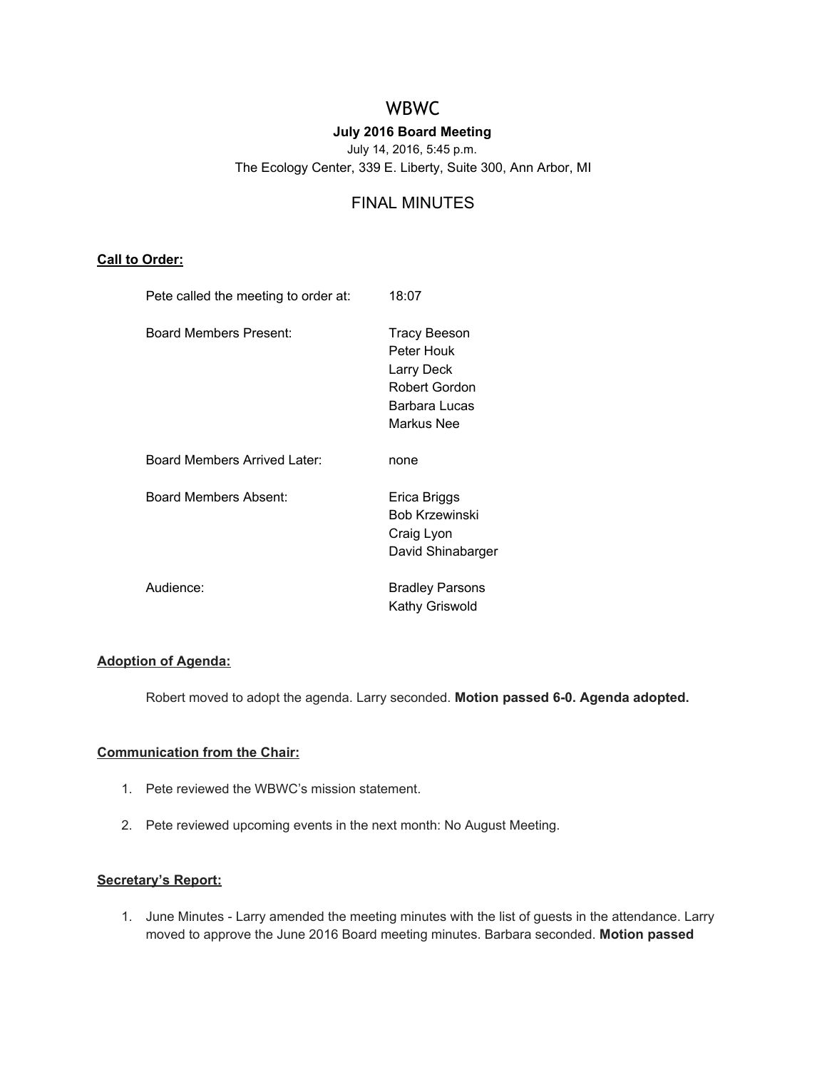# WBWC

**July 2016 Board Meeting**

July 14, 2016, 5:45 p.m.

The Ecology Center, 339 E. Liberty, Suite 300, Ann Arbor, MI

## FINAL MINUTES

### **Call to Order:**

| | |
|---|---|
| Pete called the meeting to order at: | 18:07 |
| Board Members Present: | Tracy Beeson<br>Peter Houk<br>Larry Deck<br>Robert Gordon<br>Barbara Lucas<br>Markus Nee |
| Board Members Arrived Later: | none |
| Board Members Absent: | Erica Briggs<br>Bob Krzewinski<br>Craig Lyon<br>David Shinabarger |
| Audience: | Bradley Parsons<br>Kathy Griswold |

### **Adoption of Agenda:**

Robert moved to adopt the agenda. Larry seconded. **Motion passed 6-0. Agenda adopted.**

### **Communication from the Chair:**

1. Pete reviewed the WBWC's mission statement.
2. Pete reviewed upcoming events in the next month: No August Meeting.

### **Secretary's Report:**

1. June Minutes - Larry amended the meeting minutes with the list of guests in the attendance. Larry moved to approve the June 2016 Board meeting minutes. Barbara seconded. **Motion passed**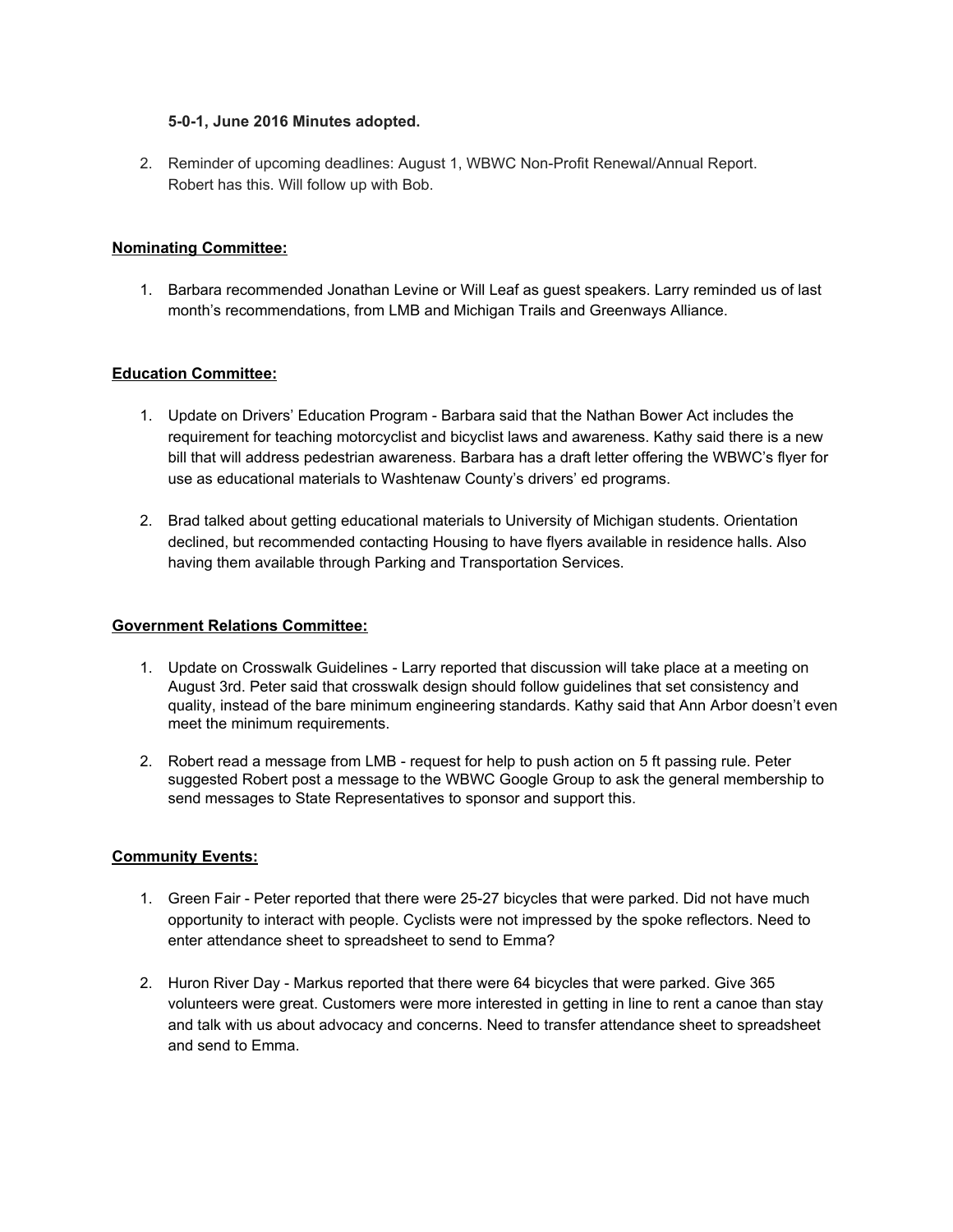**5-0-1, June 2016 Minutes adopted.**

2. Reminder of upcoming deadlines: August 1, WBWC Non-Profit Renewal/Annual Report. Robert has this. Will follow up with Bob.

**Nominating Committee:**

1. Barbara recommended Jonathan Levine or Will Leaf as guest speakers. Larry reminded us of last month's recommendations, from LMB and Michigan Trails and Greenways Alliance.

**Education Committee:**

1. Update on Drivers' Education Program - Barbara said that the Nathan Bower Act includes the requirement for teaching motorcyclist and bicyclist laws and awareness. Kathy said there is a new bill that will address pedestrian awareness. Barbara has a draft letter offering the WBWC's flyer for use as educational materials to Washtenaw County's drivers' ed programs.

2. Brad talked about getting educational materials to University of Michigan students. Orientation declined, but recommended contacting Housing to have flyers available in residence halls. Also having them available through Parking and Transportation Services.

**Government Relations Committee:**

1. Update on Crosswalk Guidelines - Larry reported that discussion will take place at a meeting on August 3rd. Peter said that crosswalk design should follow guidelines that set consistency and quality, instead of the bare minimum engineering standards. Kathy said that Ann Arbor doesn't even meet the minimum requirements.

2. Robert read a message from LMB - request for help to push action on 5 ft passing rule. Peter suggested Robert post a message to the WBWC Google Group to ask the general membership to send messages to State Representatives to sponsor and support this.

**Community Events:**

1. Green Fair - Peter reported that there were 25-27 bicycles that were parked. Did not have much opportunity to interact with people. Cyclists were not impressed by the spoke reflectors. Need to enter attendance sheet to spreadsheet to send to Emma?

2. Huron River Day - Markus reported that there were 64 bicycles that were parked. Give 365 volunteers were great. Customers were more interested in getting in line to rent a canoe than stay and talk with us about advocacy and concerns. Need to transfer attendance sheet to spreadsheet and send to Emma.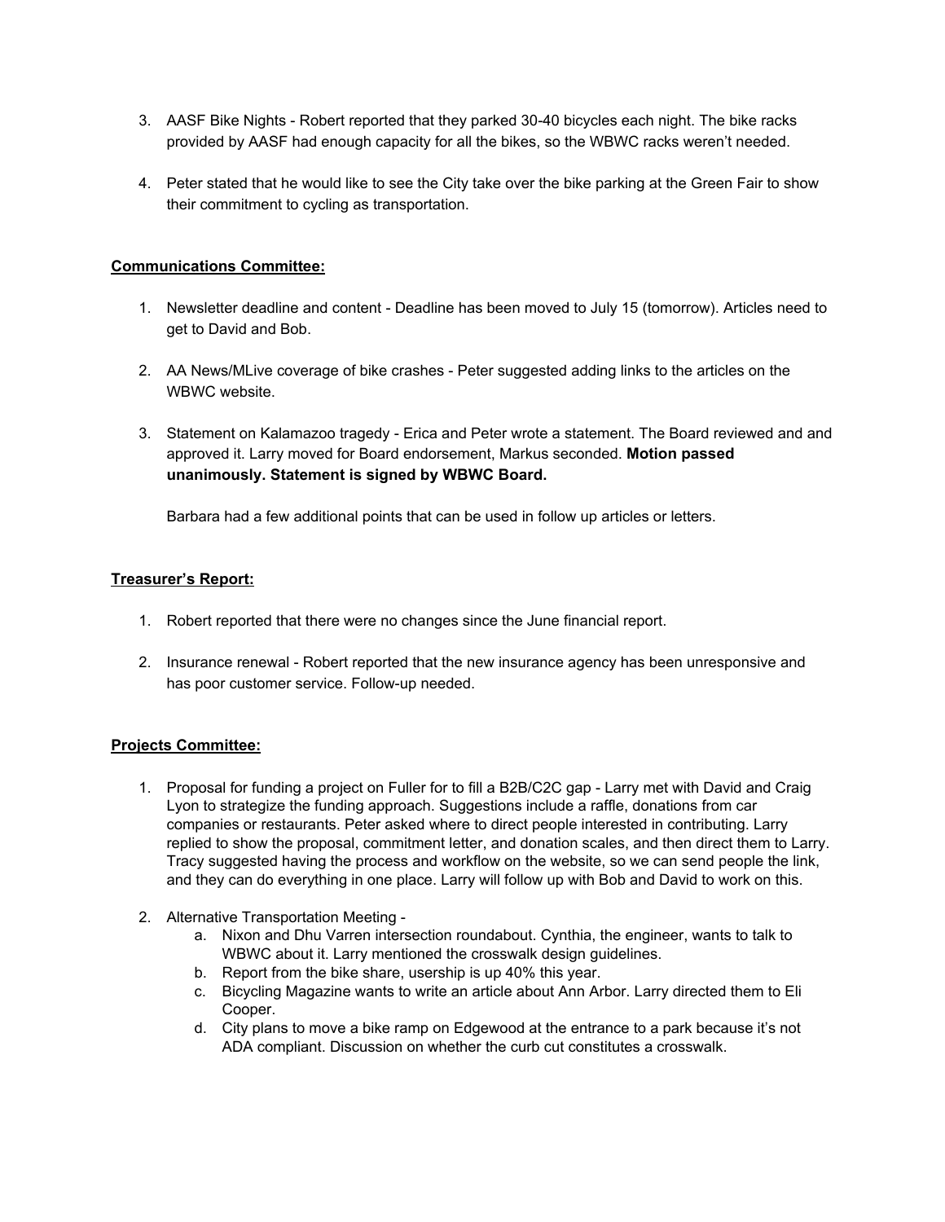3. AASF Bike Nights - Robert reported that they parked 30-40 bicycles each night. The bike racks provided by AASF had enough capacity for all the bikes, so the WBWC racks weren't needed.

4. Peter stated that he would like to see the City take over the bike parking at the Green Fair to show their commitment to cycling as transportation.

**Communications Committee:**

1. Newsletter deadline and content - Deadline has been moved to July 15 (tomorrow). Articles need to get to David and Bob.

2. AA News/MLive coverage of bike crashes - Peter suggested adding links to the articles on the WBWC website.

3. Statement on Kalamazoo tragedy - Erica and Peter wrote a statement. The Board reviewed and and approved it. Larry moved for Board endorsement, Markus seconded. **Motion passed unanimously. Statement is signed by WBWC Board.**

   Barbara had a few additional points that can be used in follow up articles or letters.

**Treasurer's Report:**

1. Robert reported that there were no changes since the June financial report.

2. Insurance renewal - Robert reported that the new insurance agency has been unresponsive and has poor customer service. Follow-up needed.

**Projects Committee:**

1. Proposal for funding a project on Fuller for to fill a B2B/C2C gap - Larry met with David and Craig Lyon to strategize the funding approach. Suggestions include a raffle, donations from car companies or restaurants. Peter asked where to direct people interested in contributing. Larry replied to show the proposal, commitment letter, and donation scales, and then direct them to Larry. Tracy suggested having the process and workflow on the website, so we can send people the link, and they can do everything in one place. Larry will follow up with Bob and David to work on this.

2. Alternative Transportation Meeting -
   a. Nixon and Dhu Varren intersection roundabout. Cynthia, the engineer, wants to talk to WBWC about it. Larry mentioned the crosswalk design guidelines.
   b. Report from the bike share, usership is up 40% this year.
   c. Bicycling Magazine wants to write an article about Ann Arbor. Larry directed them to Eli Cooper.
   d. City plans to move a bike ramp on Edgewood at the entrance to a park because it's not ADA compliant. Discussion on whether the curb cut constitutes a crosswalk.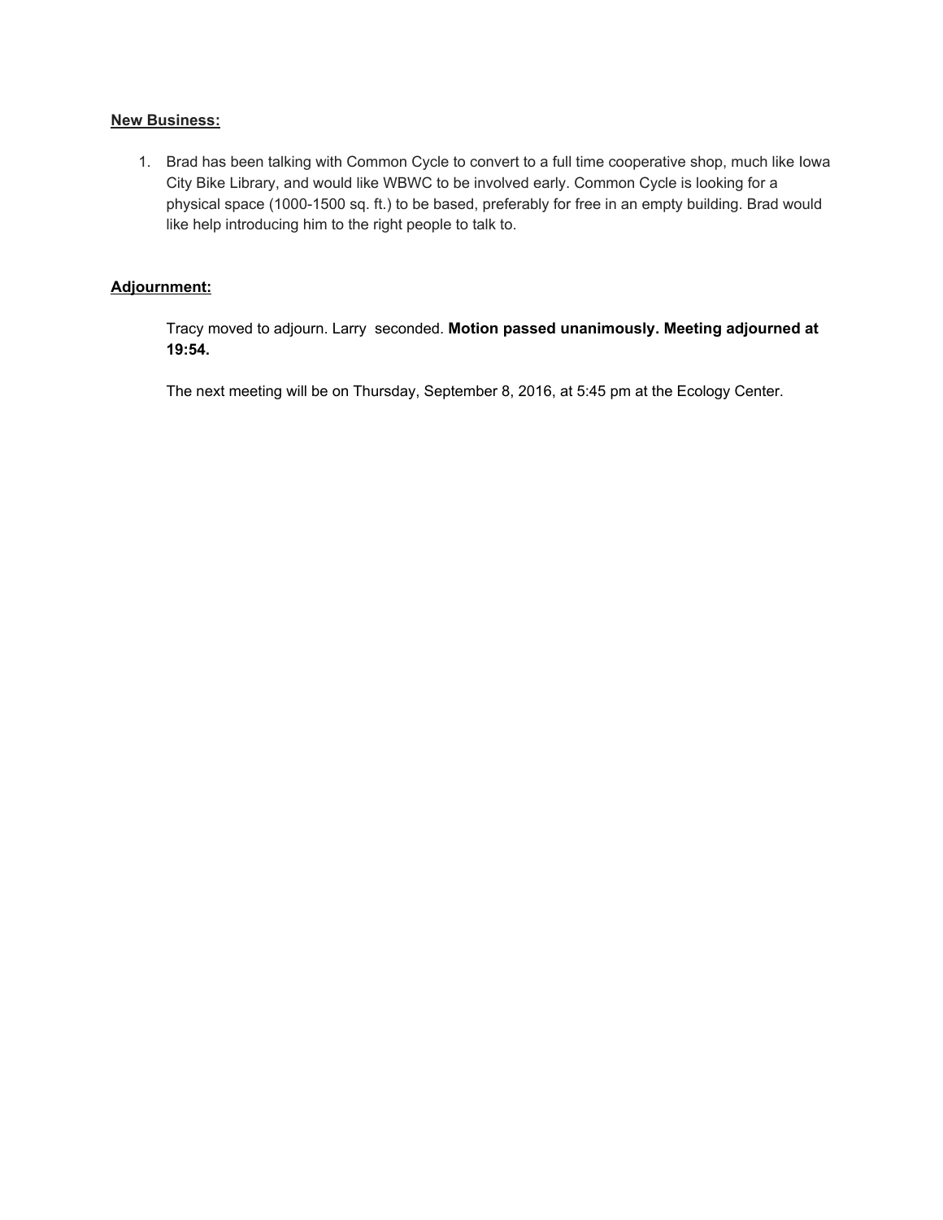**New Business:**

1. Brad has been talking with Common Cycle to convert to a full time cooperative shop, much like Iowa City Bike Library, and would like WBWC to be involved early. Common Cycle is looking for a physical space (1000-1500 sq. ft.) to be based, preferably for free in an empty building. Brad would like help introducing him to the right people to talk to.

**Adjournment:**

Tracy moved to adjourn. Larry seconded. **Motion passed unanimously. Meeting adjourned at 19:54.**

The next meeting will be on Thursday, September 8, 2016, at 5:45 pm at the Ecology Center.